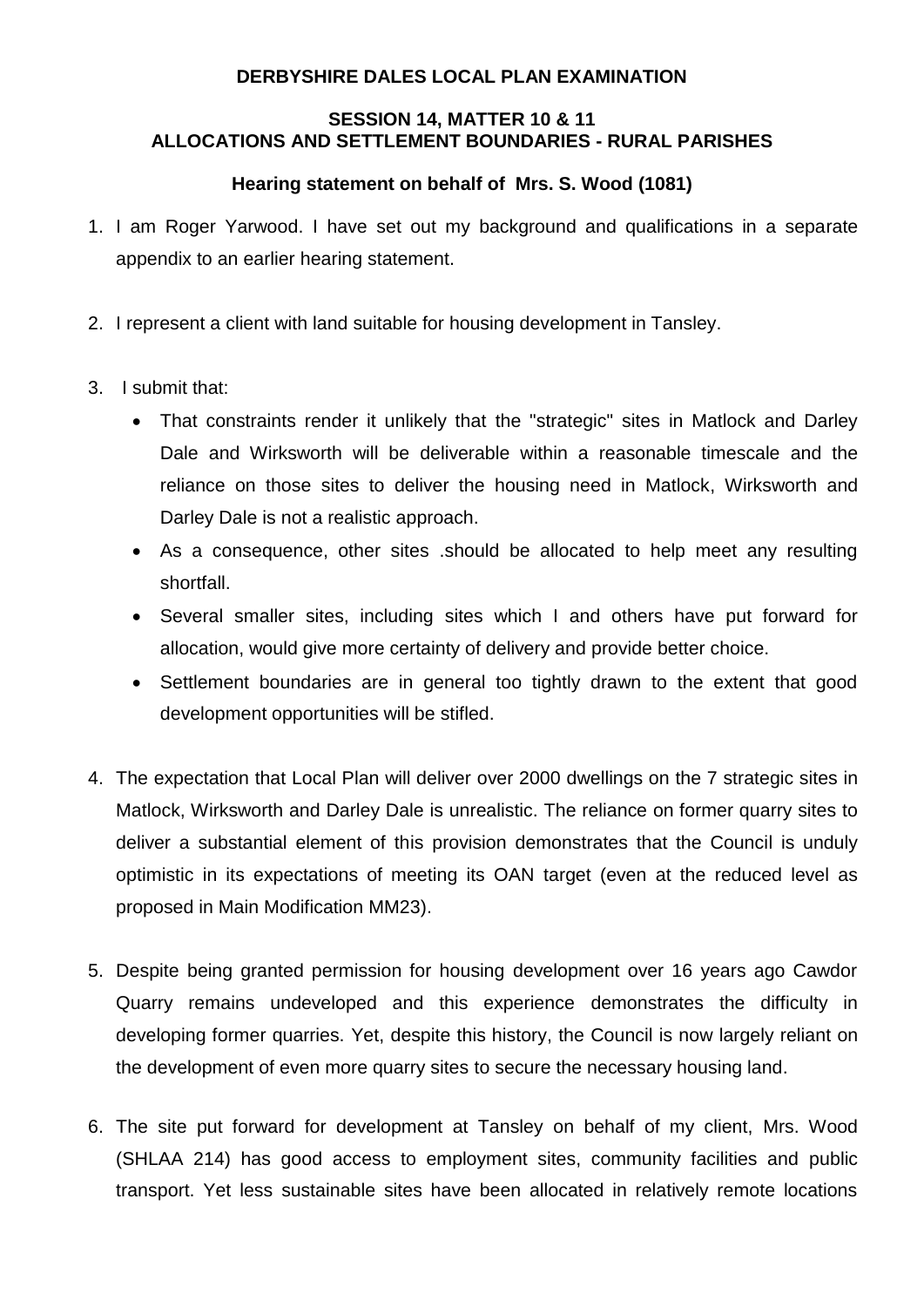**DERBYSHIRE DALES LOCAL PLAN EXAMINATION**

**SESSION 14, MATTER 10 & 11**
**ALLOCATIONS AND SETTLEMENT BOUNDARIES - RURAL PARISHES**

**Hearing statement on behalf of Mrs. S. Wood (1081)**

1. I am Roger Yarwood. I have set out my background and qualifications in a separate appendix to an earlier hearing statement.

2. I represent a client with land suitable for housing development in Tansley.

3. I submit that:
   - That constraints render it unlikely that the "strategic" sites in Matlock and Darley Dale and Wirksworth will be deliverable within a reasonable timescale and the reliance on those sites to deliver the housing need in Matlock, Wirksworth and Darley Dale is not a realistic approach.
   - As a consequence, other sites .should be allocated to help meet any resulting shortfall.
   - Several smaller sites, including sites which I and others have put forward for allocation, would give more certainty of delivery and provide better choice.
   - Settlement boundaries are in general too tightly drawn to the extent that good development opportunities will be stifled.

4. The expectation that Local Plan will deliver over 2000 dwellings on the 7 strategic sites in Matlock, Wirksworth and Darley Dale is unrealistic. The reliance on former quarry sites to deliver a substantial element of this provision demonstrates that the Council is unduly optimistic in its expectations of meeting its OAN target (even at the reduced level as proposed in Main Modification MM23).

5. Despite being granted permission for housing development over 16 years ago Cawdor Quarry remains undeveloped and this experience demonstrates the difficulty in developing former quarries. Yet, despite this history, the Council is now largely reliant on the development of even more quarry sites to secure the necessary housing land.

6. The site put forward for development at Tansley on behalf of my client, Mrs. Wood (SHLAA 214) has good access to employment sites, community facilities and public transport. Yet less sustainable sites have been allocated in relatively remote locations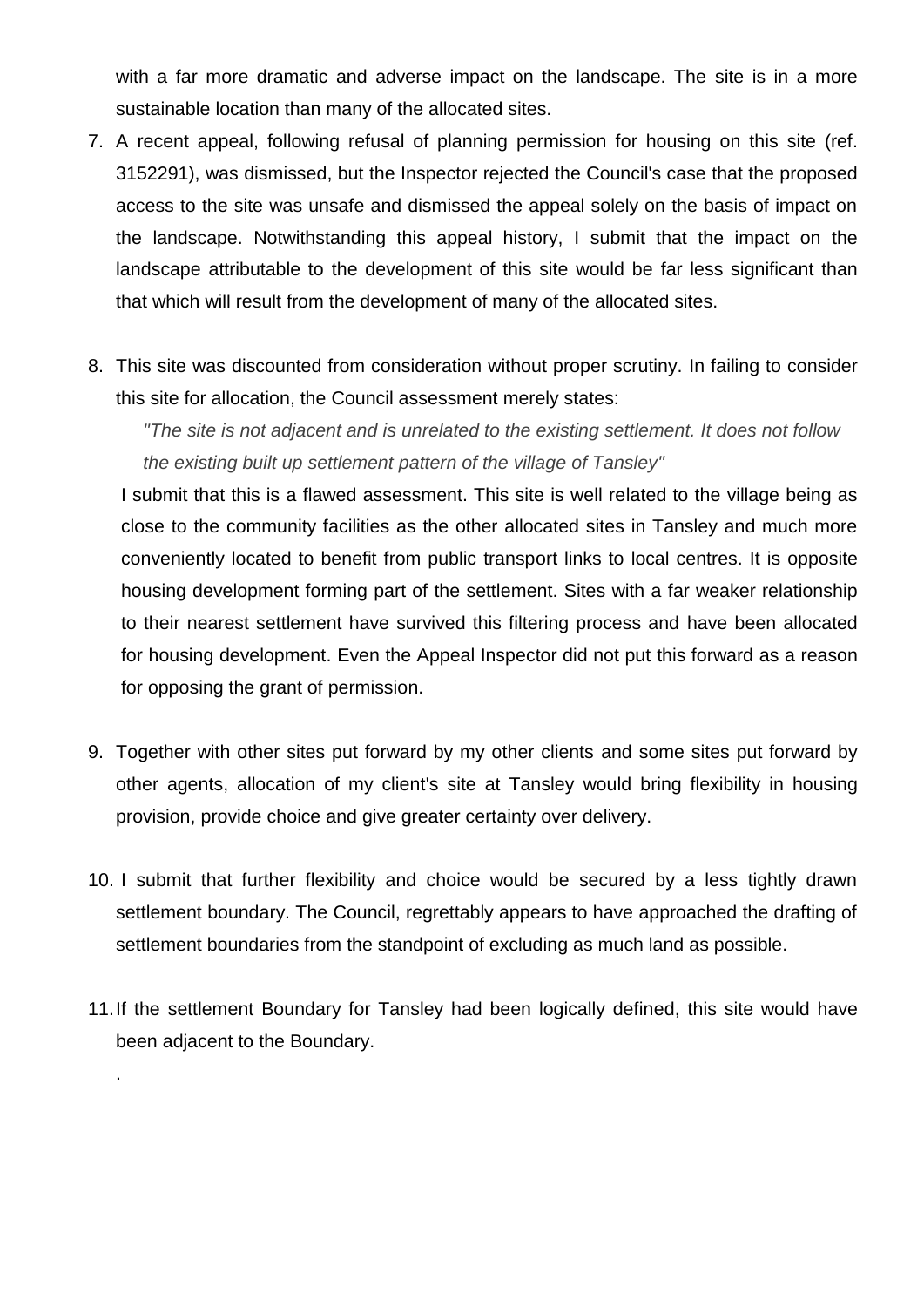with a far more dramatic and adverse impact on the landscape. The site is in a more sustainable location than many of the allocated sites.

7. A recent appeal, following refusal of planning permission for housing on this site (ref. 3152291), was dismissed, but the Inspector rejected the Council's case that the proposed access to the site was unsafe and dismissed the appeal solely on the basis of impact on the landscape. Notwithstanding this appeal history, I submit that the impact on the landscape attributable to the development of this site would be far less significant than that which will result from the development of many of the allocated sites.

8. This site was discounted from consideration without proper scrutiny. In failing to consider this site for allocation, the Council assessment merely states:

   *"The site is not adjacent and is unrelated to the existing settlement. It does not follow the existing built up settlement pattern of the village of Tansley"*

   I submit that this is a flawed assessment. This site is well related to the village being as close to the community facilities as the other allocated sites in Tansley and much more conveniently located to benefit from public transport links to local centres. It is opposite housing development forming part of the settlement. Sites with a far weaker relationship to their nearest settlement have survived this filtering process and have been allocated for housing development. Even the Appeal Inspector did not put this forward as a reason for opposing the grant of permission.

9. Together with other sites put forward by my other clients and some sites put forward by other agents, allocation of my client's site at Tansley would bring flexibility in housing provision, provide choice and give greater certainty over delivery.

10. I submit that further flexibility and choice would be secured by a less tightly drawn settlement boundary. The Council, regrettably appears to have approached the drafting of settlement boundaries from the standpoint of excluding as much land as possible.

11. If the settlement Boundary for Tansley had been logically defined, this site would have been adjacent to the Boundary.